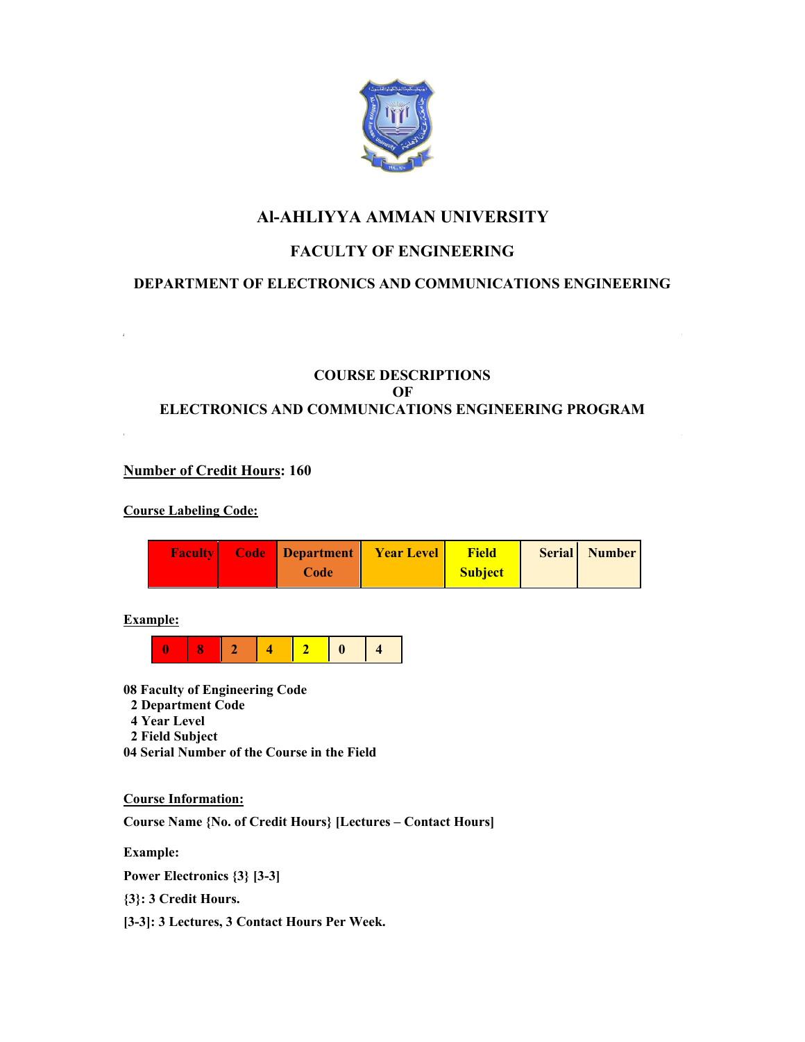# Al-AHLIYYA AMMAN UNIVERSITY

## FACULTY OF ENGINEERING

### DEPARTMENT OF ELECTRONICS AND COMMUNICATIONS ENGINEERING

## COURSE DESCRIPTIONS
## OF
## ELECTRONICS AND COMMUNICATIONS ENGINEERING PROGRAM

**Number of Credit Hours: 160**

**Course Labeling Code:**

| Faculty | Code | Department Code | Year Level | Field Subject | Serial | Number |
|---|---|---|---|---|---|---|

**Example:**

| 0 | 8 | 2 | 4 | 2 | 0 | 4 |
|---|---|---|---|---|---|---|

**08 Faculty of Engineering Code**
**2 Department Code**
**4 Year Level**
**2 Field Subject**
**04 Serial Number of the Course in the Field**

**Course Information:**

**Course Name {No. of Credit Hours} [Lectures – Contact Hours]**

**Example:**

**Power Electronics {3} [3-3]**

**{3}: 3 Credit Hours.**

**[3-3]: 3 Lectures, 3 Contact Hours Per Week.**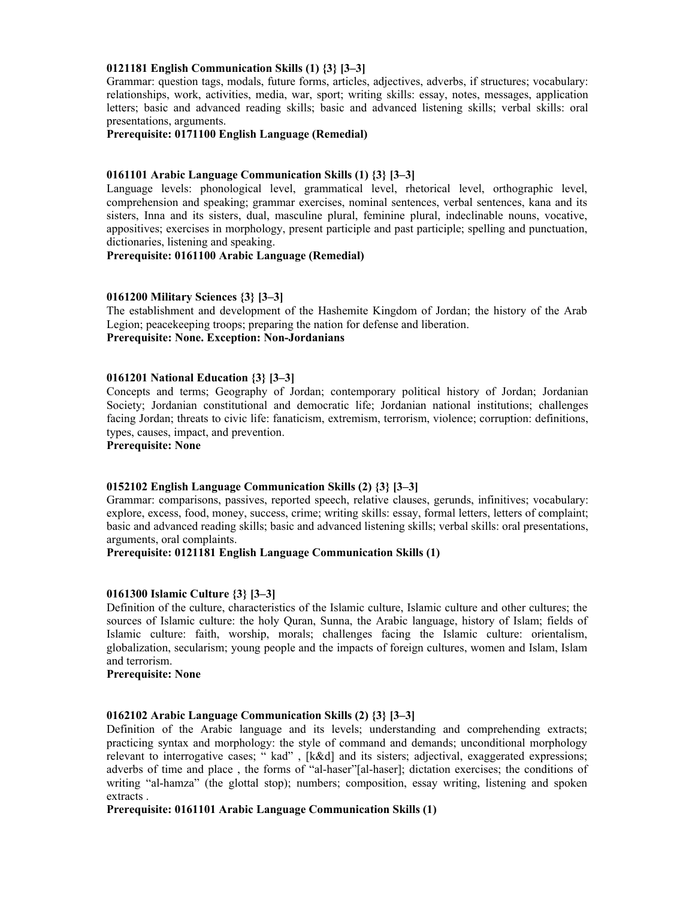**0121181 English Communication Skills (1) {3} [3–3]**
Grammar: question tags, modals, future forms, articles, adjectives, adverbs, if structures; vocabulary: relationships, work, activities, media, war, sport; writing skills: essay, notes, messages, application letters; basic and advanced reading skills; basic and advanced listening skills; verbal skills: oral presentations, arguments.
**Prerequisite: 0171100 English Language (Remedial)**

**0161101 Arabic Language Communication Skills (1) {3} [3–3]**
Language levels: phonological level, grammatical level, rhetorical level, orthographic level, comprehension and speaking; grammar exercises, nominal sentences, verbal sentences, kana and its sisters, Inna and its sisters, dual, masculine plural, feminine plural, indeclinable nouns, vocative, appositives; exercises in morphology, present participle and past participle; spelling and punctuation, dictionaries, listening and speaking.
**Prerequisite: 0161100 Arabic Language (Remedial)**

**0161200 Military Sciences {3} [3–3]**
The establishment and development of the Hashemite Kingdom of Jordan; the history of the Arab Legion; peacekeeping troops; preparing the nation for defense and liberation.
**Prerequisite: None. Exception: Non-Jordanians**

**0161201 National Education {3} [3–3]**
Concepts and terms; Geography of Jordan; contemporary political history of Jordan; Jordanian Society; Jordanian constitutional and democratic life; Jordanian national institutions; challenges facing Jordan; threats to civic life: fanaticism, extremism, terrorism, violence; corruption: definitions, types, causes, impact, and prevention.
**Prerequisite: None**

**0152102 English Language Communication Skills (2) {3} [3–3]**
Grammar: comparisons, passives, reported speech, relative clauses, gerunds, infinitives; vocabulary: explore, excess, food, money, success, crime; writing skills: essay, formal letters, letters of complaint; basic and advanced reading skills; basic and advanced listening skills; verbal skills: oral presentations, arguments, oral complaints.
**Prerequisite: 0121181 English Language Communication Skills (1)**

**0161300 Islamic Culture {3} [3–3]**
Definition of the culture, characteristics of the Islamic culture, Islamic culture and other cultures; the sources of Islamic culture: the holy Quran, Sunna, the Arabic language, history of Islam; fields of Islamic culture: faith, worship, morals; challenges facing the Islamic culture: orientalism, globalization, secularism; young people and the impacts of foreign cultures, women and Islam, Islam and terrorism.
**Prerequisite: None**

**0162102 Arabic Language Communication Skills (2) {3} [3–3]**
Definition of the Arabic language and its levels; understanding and comprehending extracts; practicing syntax and morphology: the style of command and demands; unconditional morphology relevant to interrogative cases; " kad" , [k&d] and its sisters; adjectival, exaggerated expressions; adverbs of time and place , the forms of "al-haser"[al-haser]; dictation exercises; the conditions of writing "al-hamza" (the glottal stop); numbers; composition, essay writing, listening and spoken extracts .
**Prerequisite: 0161101 Arabic Language Communication Skills (1)**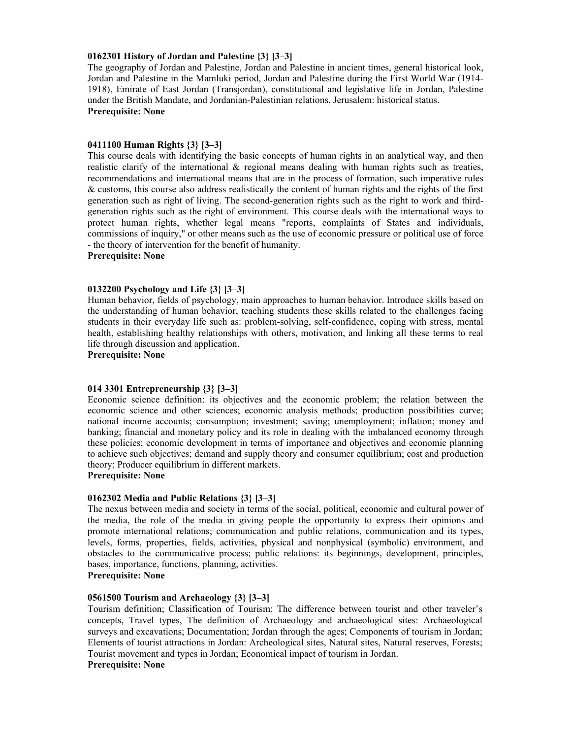**0162301 History of Jordan and Palestine {3} [3–3]**

The geography of Jordan and Palestine, Jordan and Palestine in ancient times, general historical look, Jordan and Palestine in the Mamluki period, Jordan and Palestine during the First World War (1914-1918), Emirate of East Jordan (Transjordan), constitutional and legislative life in Jordan, Palestine under the British Mandate, and Jordanian-Palestinian relations, Jerusalem: historical status.

**Prerequisite: None**

**0411100 Human Rights {3} [3–3]**

This course deals with identifying the basic concepts of human rights in an analytical way, and then realistic clarify of the international & regional means dealing with human rights such as treaties, recommendations and international means that are in the process of formation, such imperative rules & customs, this course also address realistically the content of human rights and the rights of the first generation such as right of living. The second-generation rights such as the right to work and third-generation rights such as the right of environment. This course deals with the international ways to protect human rights, whether legal means "reports, complaints of States and individuals, commissions of inquiry," or other means such as the use of economic pressure or political use of force - the theory of intervention for the benefit of humanity.

**Prerequisite: None**

**0132200 Psychology and Life {3} [3–3]**

Human behavior, fields of psychology, main approaches to human behavior. Introduce skills based on the understanding of human behavior, teaching students these skills related to the challenges facing students in their everyday life such as: problem-solving, self-confidence, coping with stress, mental health, establishing healthy relationships with others, motivation, and linking all these terms to real life through discussion and application.

**Prerequisite: None**

**014 3301 Entrepreneurship {3} [3–3]**

Economic science definition: its objectives and the economic problem; the relation between the economic science and other sciences; economic analysis methods; production possibilities curve; national income accounts; consumption; investment; saving; unemployment; inflation; money and banking; financial and monetary policy and its role in dealing with the imbalanced economy through these policies; economic development in terms of importance and objectives and economic planning to achieve such objectives; demand and supply theory and consumer equilibrium; cost and production theory; Producer equilibrium in different markets.

**Prerequisite: None**

**0162302 Media and Public Relations {3} [3–3]**

The nexus between media and society in terms of the social, political, economic and cultural power of the media, the role of the media in giving people the opportunity to express their opinions and promote international relations; communication and public relations, communication and its types, levels, forms, properties, fields, activities, physical and nonphysical (symbolic) environment, and obstacles to the communicative process; public relations: its beginnings, development, principles, bases, importance, functions, planning, activities.

**Prerequisite: None**

**0561500 Tourism and Archaeology {3} [3–3]**

Tourism definition; Classification of Tourism; The difference between tourist and other traveler's concepts, Travel types, The definition of Archaeology and archaeological sites: Archaeological surveys and excavations; Documentation; Jordan through the ages; Components of tourism in Jordan; Elements of tourist attractions in Jordan: Archeological sites, Natural sites, Natural reserves, Forests; Tourist movement and types in Jordan; Economical impact of tourism in Jordan.

**Prerequisite: None**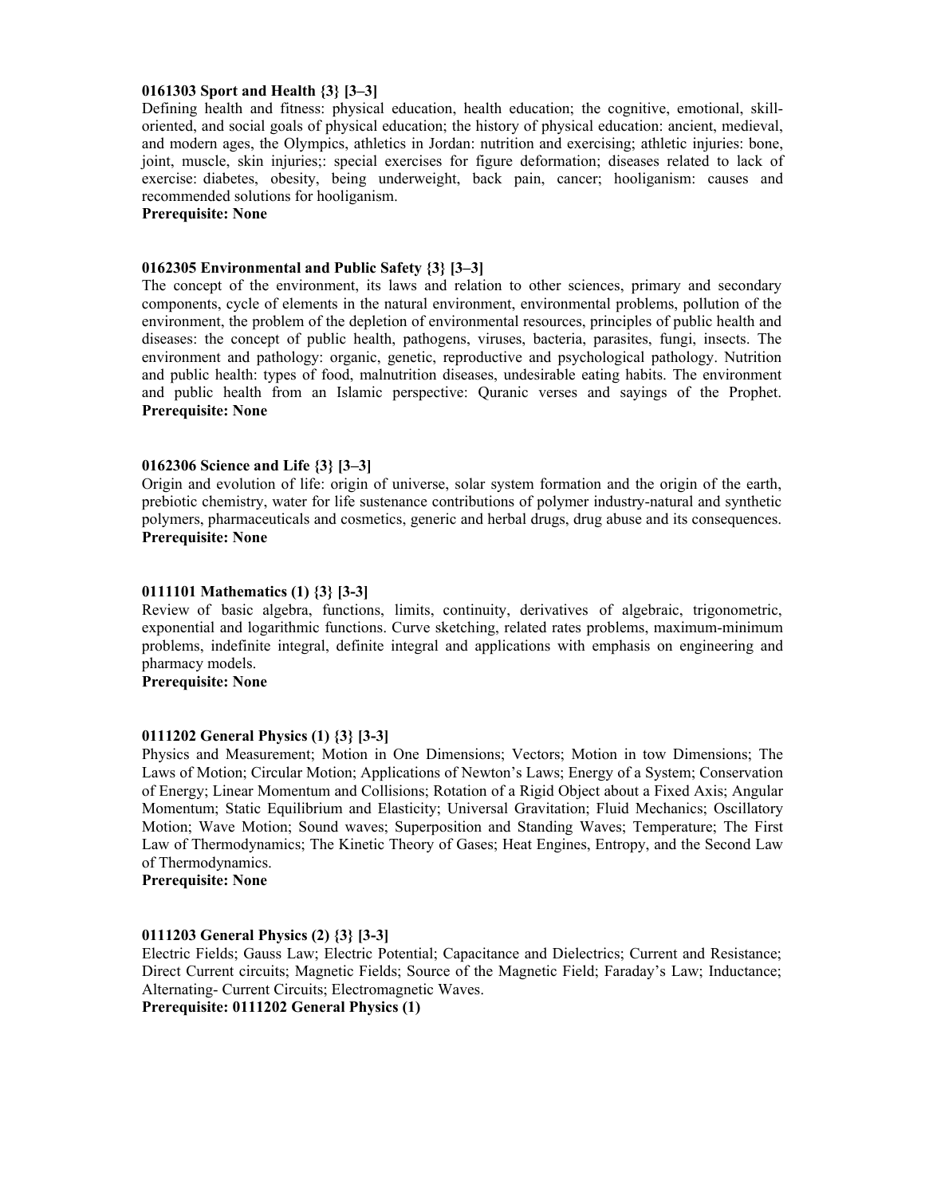**0161303 Sport and Health {3} [3–3]**
Defining health and fitness: physical education, health education; the cognitive, emotional, skill-oriented, and social goals of physical education; the history of physical education: ancient, medieval, and modern ages, the Olympics, athletics in Jordan: nutrition and exercising; athletic injuries: bone, joint, muscle, skin injuries;: special exercises for figure deformation; diseases related to lack of exercise: diabetes, obesity, being underweight, back pain, cancer; hooliganism: causes and recommended solutions for hooliganism.
**Prerequisite: None**

**0162305 Environmental and Public Safety {3} [3–3]**
The concept of the environment, its laws and relation to other sciences, primary and secondary components, cycle of elements in the natural environment, environmental problems, pollution of the environment, the problem of the depletion of environmental resources, principles of public health and diseases: the concept of public health, pathogens, viruses, bacteria, parasites, fungi, insects. The environment and pathology: organic, genetic, reproductive and psychological pathology. Nutrition and public health: types of food, malnutrition diseases, undesirable eating habits. The environment and public health from an Islamic perspective: Quranic verses and sayings of the Prophet.
**Prerequisite: None**

**0162306 Science and Life {3} [3–3]**
Origin and evolution of life: origin of universe, solar system formation and the origin of the earth, prebiotic chemistry, water for life sustenance contributions of polymer industry-natural and synthetic polymers, pharmaceuticals and cosmetics, generic and herbal drugs, drug abuse and its consequences.
**Prerequisite: None**

**0111101 Mathematics (1) {3} [3-3]**
Review of basic algebra, functions, limits, continuity, derivatives of algebraic, trigonometric, exponential and logarithmic functions. Curve sketching, related rates problems, maximum-minimum problems, indefinite integral, definite integral and applications with emphasis on engineering and pharmacy models.
**Prerequisite: None**

**0111202 General Physics (1) {3} [3-3]**
Physics and Measurement; Motion in One Dimensions; Vectors; Motion in tow Dimensions; The Laws of Motion; Circular Motion; Applications of Newton's Laws; Energy of a System; Conservation of Energy; Linear Momentum and Collisions; Rotation of a Rigid Object about a Fixed Axis; Angular Momentum; Static Equilibrium and Elasticity; Universal Gravitation; Fluid Mechanics; Oscillatory Motion; Wave Motion; Sound waves; Superposition and Standing Waves; Temperature; The First Law of Thermodynamics; The Kinetic Theory of Gases; Heat Engines, Entropy, and the Second Law of Thermodynamics.
**Prerequisite: None**

**0111203 General Physics (2) {3} [3-3]**
Electric Fields; Gauss Law; Electric Potential; Capacitance and Dielectrics; Current and Resistance; Direct Current circuits; Magnetic Fields; Source of the Magnetic Field; Faraday's Law; Inductance; Alternating- Current Circuits; Electromagnetic Waves.
**Prerequisite: 0111202 General Physics (1)**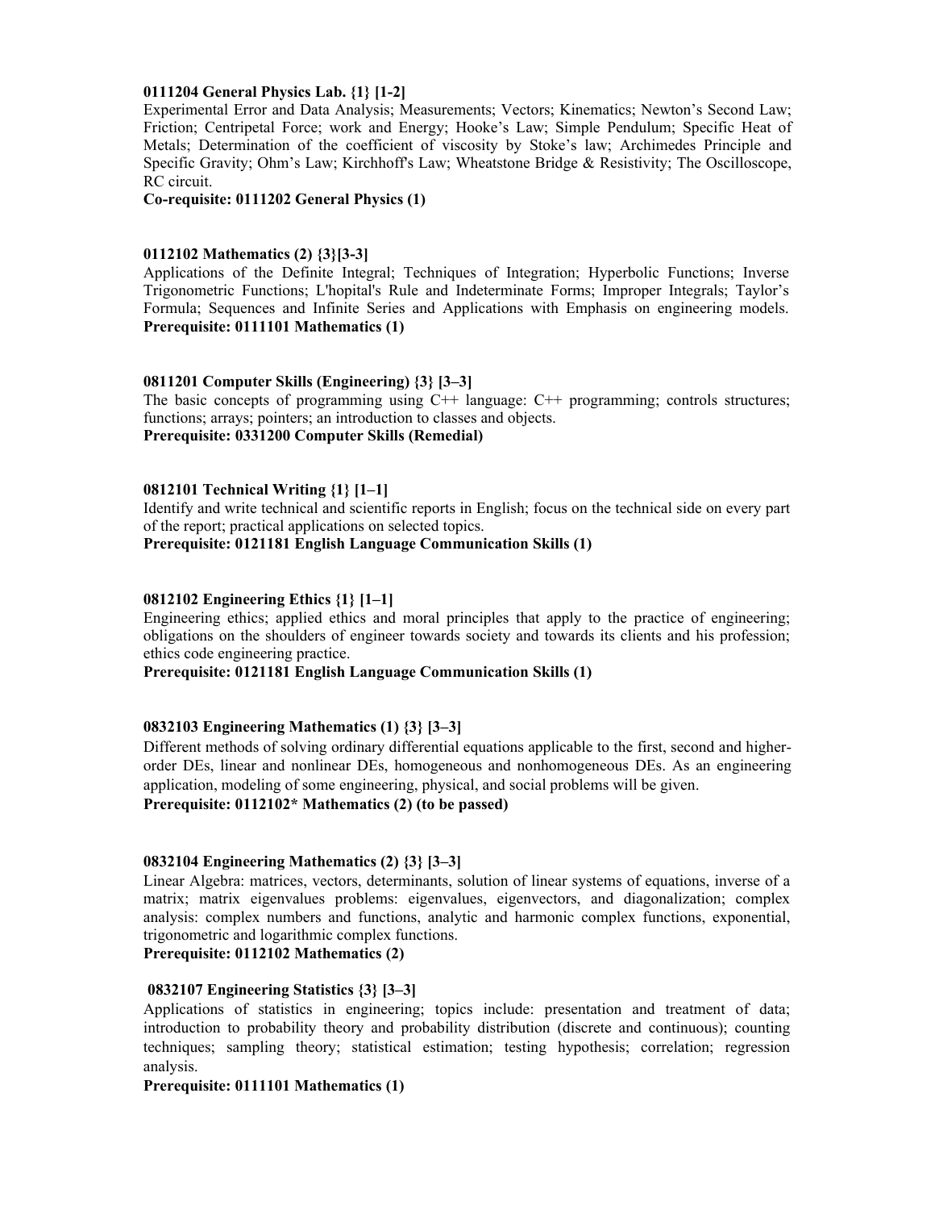**0111204 General Physics Lab. {1} [1-2]**

Experimental Error and Data Analysis; Measurements; Vectors; Kinematics; Newton's Second Law; Friction; Centripetal Force; work and Energy; Hooke's Law; Simple Pendulum; Specific Heat of Metals; Determination of the coefficient of viscosity by Stoke's law; Archimedes Principle and Specific Gravity; Ohm's Law; Kirchhoff's Law; Wheatstone Bridge & Resistivity; The Oscilloscope, RC circuit.

**Co-requisite: 0111202 General Physics (1)**

**0112102 Mathematics (2) {3}[3-3]**

Applications of the Definite Integral; Techniques of Integration; Hyperbolic Functions; Inverse Trigonometric Functions; L'hopital's Rule and Indeterminate Forms; Improper Integrals; Taylor's Formula; Sequences and Infinite Series and Applications with Emphasis on engineering models.

**Prerequisite: 0111101 Mathematics (1)**

**0811201 Computer Skills (Engineering) {3} [3–3]**

The basic concepts of programming using C++ language: C++ programming; controls structures; functions; arrays; pointers; an introduction to classes and objects.

**Prerequisite: 0331200 Computer Skills (Remedial)**

**0812101 Technical Writing {1} [1–1]**

Identify and write technical and scientific reports in English; focus on the technical side on every part of the report; practical applications on selected topics.

**Prerequisite: 0121181 English Language Communication Skills (1)**

**0812102 Engineering Ethics {1} [1–1]**

Engineering ethics; applied ethics and moral principles that apply to the practice of engineering; obligations on the shoulders of engineer towards society and towards its clients and his profession; ethics code engineering practice.

**Prerequisite: 0121181 English Language Communication Skills (1)**

**0832103 Engineering Mathematics (1) {3} [3–3]**

Different methods of solving ordinary differential equations applicable to the first, second and higher-order DEs, linear and nonlinear DEs, homogeneous and nonhomogeneous DEs. As an engineering application, modeling of some engineering, physical, and social problems will be given.

**Prerequisite: 0112102* Mathematics (2) (to be passed)**

**0832104 Engineering Mathematics (2) {3} [3–3]**

Linear Algebra: matrices, vectors, determinants, solution of linear systems of equations, inverse of a matrix; matrix eigenvalues problems: eigenvalues, eigenvectors, and diagonalization; complex analysis: complex numbers and functions, analytic and harmonic complex functions, exponential, trigonometric and logarithmic complex functions.

**Prerequisite: 0112102 Mathematics (2)**

**0832107 Engineering Statistics {3} [3–3]**

Applications of statistics in engineering; topics include: presentation and treatment of data; introduction to probability theory and probability distribution (discrete and continuous); counting techniques; sampling theory; statistical estimation; testing hypothesis; correlation; regression analysis.

**Prerequisite: 0111101 Mathematics (1)**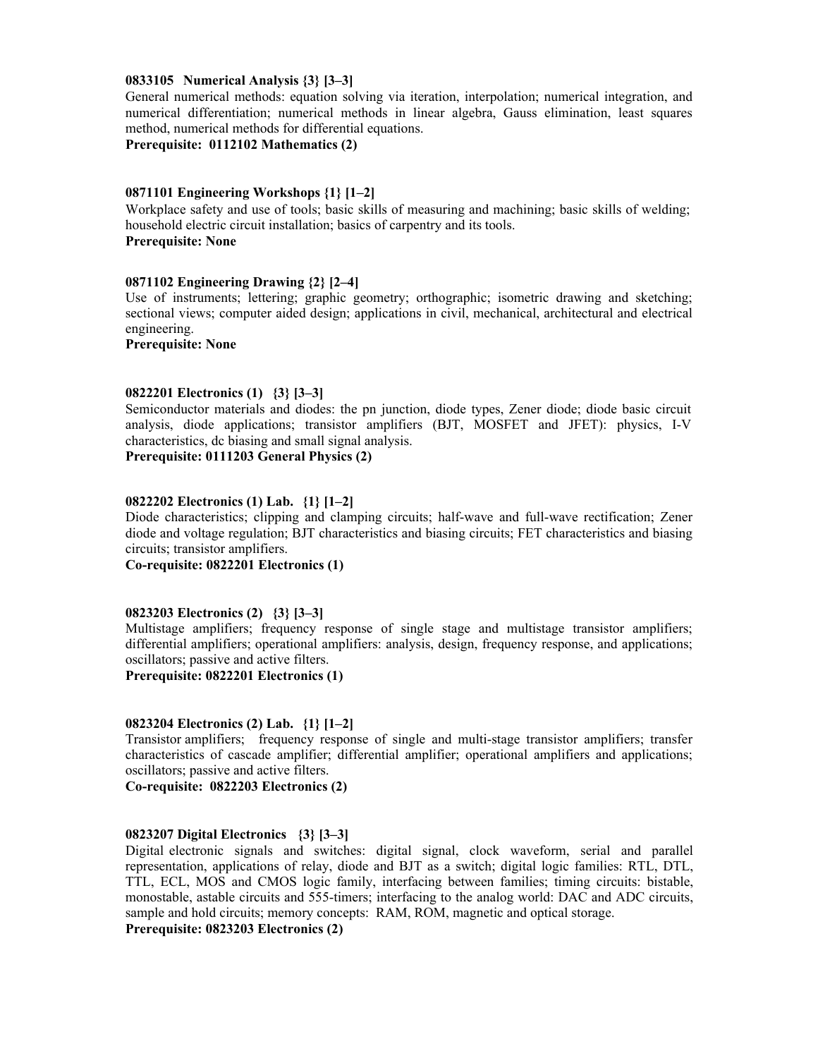**0833105 Numerical Analysis {3} [3–3]**

General numerical methods: equation solving via iteration, interpolation; numerical integration, and numerical differentiation; numerical methods in linear algebra, Gauss elimination, least squares method, numerical methods for differential equations.

**Prerequisite: 0112102 Mathematics (2)**

**0871101 Engineering Workshops {1} [1–2]**

Workplace safety and use of tools; basic skills of measuring and machining; basic skills of welding; household electric circuit installation; basics of carpentry and its tools.

**Prerequisite: None**

**0871102 Engineering Drawing {2} [2–4]**

Use of instruments; lettering; graphic geometry; orthographic; isometric drawing and sketching; sectional views; computer aided design; applications in civil, mechanical, architectural and electrical engineering.

**Prerequisite: None**

**0822201 Electronics (1) {3} [3–3]**

Semiconductor materials and diodes: the pn junction, diode types, Zener diode; diode basic circuit analysis, diode applications; transistor amplifiers (BJT, MOSFET and JFET): physics, I-V characteristics, dc biasing and small signal analysis.

**Prerequisite: 0111203 General Physics (2)**

**0822202 Electronics (1) Lab. {1} [1–2]**

Diode characteristics; clipping and clamping circuits; half-wave and full-wave rectification; Zener diode and voltage regulation; BJT characteristics and biasing circuits; FET characteristics and biasing circuits; transistor amplifiers.

**Co-requisite: 0822201 Electronics (1)**

**0823203 Electronics (2) {3} [3–3]**

Multistage amplifiers; frequency response of single stage and multistage transistor amplifiers; differential amplifiers; operational amplifiers: analysis, design, frequency response, and applications; oscillators; passive and active filters.

**Prerequisite: 0822201 Electronics (1)**

**0823204 Electronics (2) Lab. {1} [1–2]**

Transistor amplifiers; frequency response of single and multi-stage transistor amplifiers; transfer characteristics of cascade amplifier; differential amplifier; operational amplifiers and applications; oscillators; passive and active filters.

**Co-requisite: 0822203 Electronics (2)**

**0823207 Digital Electronics {3} [3–3]**

Digital electronic signals and switches: digital signal, clock waveform, serial and parallel representation, applications of relay, diode and BJT as a switch; digital logic families: RTL, DTL, TTL, ECL, MOS and CMOS logic family, interfacing between families; timing circuits: bistable, monostable, astable circuits and 555-timers; interfacing to the analog world: DAC and ADC circuits, sample and hold circuits; memory concepts: RAM, ROM, magnetic and optical storage.

**Prerequisite: 0823203 Electronics (2)**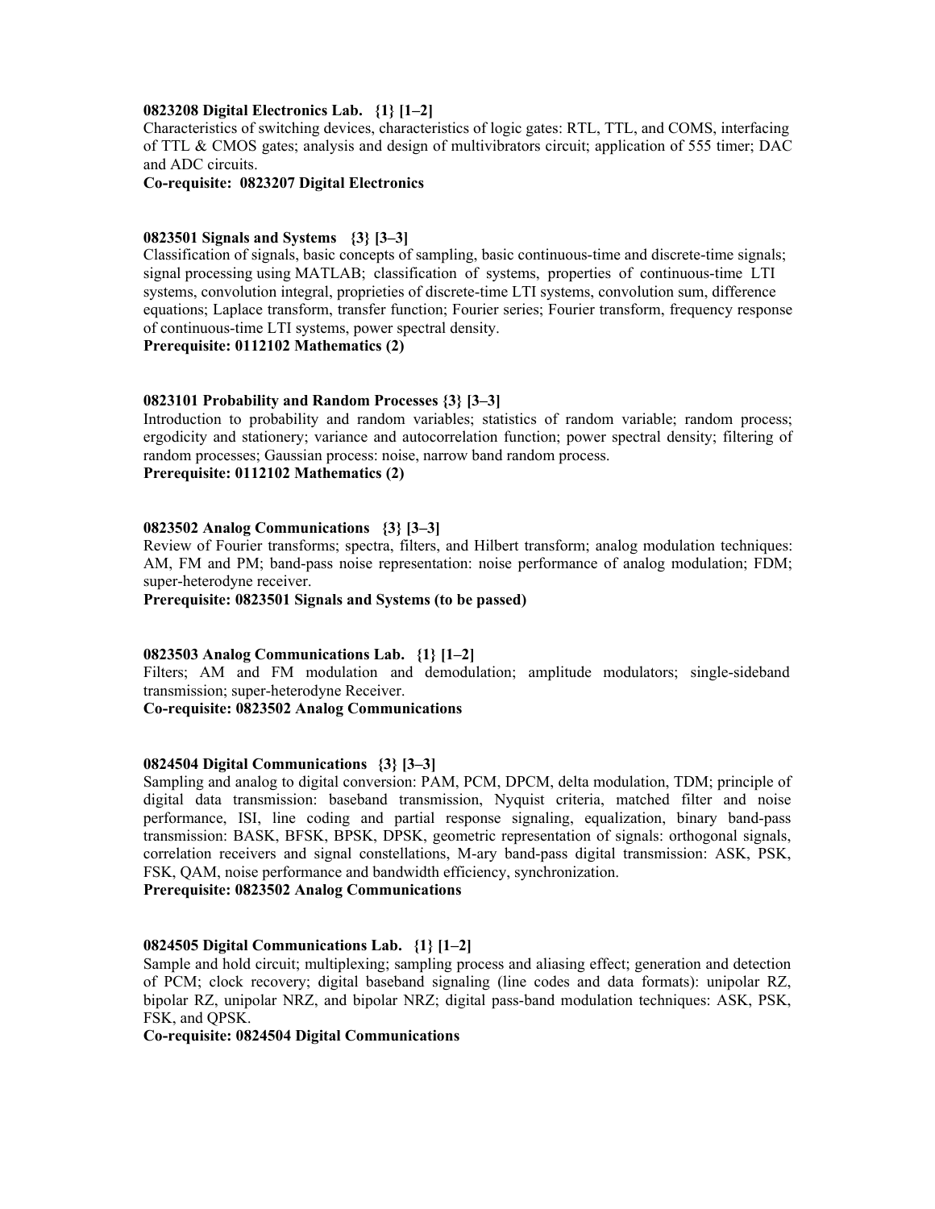**0823208 Digital Electronics Lab. {1} [1–2]**
Characteristics of switching devices, characteristics of logic gates: RTL, TTL, and COMS, interfacing of TTL & CMOS gates; analysis and design of multivibrators circuit; application of 555 timer; DAC and ADC circuits.
**Co-requisite: 0823207 Digital Electronics**

**0823501 Signals and Systems {3} [3–3]**
Classification of signals, basic concepts of sampling, basic continuous-time and discrete-time signals; signal processing using MATLAB; classification of systems, properties of continuous-time LTI systems, convolution integral, proprieties of discrete-time LTI systems, convolution sum, difference equations; Laplace transform, transfer function; Fourier series; Fourier transform, frequency response of continuous-time LTI systems, power spectral density.
**Prerequisite: 0112102 Mathematics (2)**

**0823101 Probability and Random Processes {3} [3–3]**
Introduction to probability and random variables; statistics of random variable; random process; ergodicity and stationery; variance and autocorrelation function; power spectral density; filtering of random processes; Gaussian process: noise, narrow band random process.
**Prerequisite: 0112102 Mathematics (2)**

**0823502 Analog Communications {3} [3–3]**
Review of Fourier transforms; spectra, filters, and Hilbert transform; analog modulation techniques: AM, FM and PM; band-pass noise representation: noise performance of analog modulation; FDM; super-heterodyne receiver.
**Prerequisite: 0823501 Signals and Systems (to be passed)**

**0823503 Analog Communications Lab. {1} [1–2]**
Filters; AM and FM modulation and demodulation; amplitude modulators; single-sideband transmission; super-heterodyne Receiver.
**Co-requisite: 0823502 Analog Communications**

**0824504 Digital Communications {3} [3–3]**
Sampling and analog to digital conversion: PAM, PCM, DPCM, delta modulation, TDM; principle of digital data transmission: baseband transmission, Nyquist criteria, matched filter and noise performance, ISI, line coding and partial response signaling, equalization, binary band-pass transmission: BASK, BFSK, BPSK, DPSK, geometric representation of signals: orthogonal signals, correlation receivers and signal constellations, M-ary band-pass digital transmission: ASK, PSK, FSK, QAM, noise performance and bandwidth efficiency, synchronization.
**Prerequisite: 0823502 Analog Communications**

**0824505 Digital Communications Lab. {1} [1–2]**
Sample and hold circuit; multiplexing; sampling process and aliasing effect; generation and detection of PCM; clock recovery; digital baseband signaling (line codes and data formats): unipolar RZ, bipolar RZ, unipolar NRZ, and bipolar NRZ; digital pass-band modulation techniques: ASK, PSK, FSK, and QPSK.
**Co-requisite: 0824504 Digital Communications**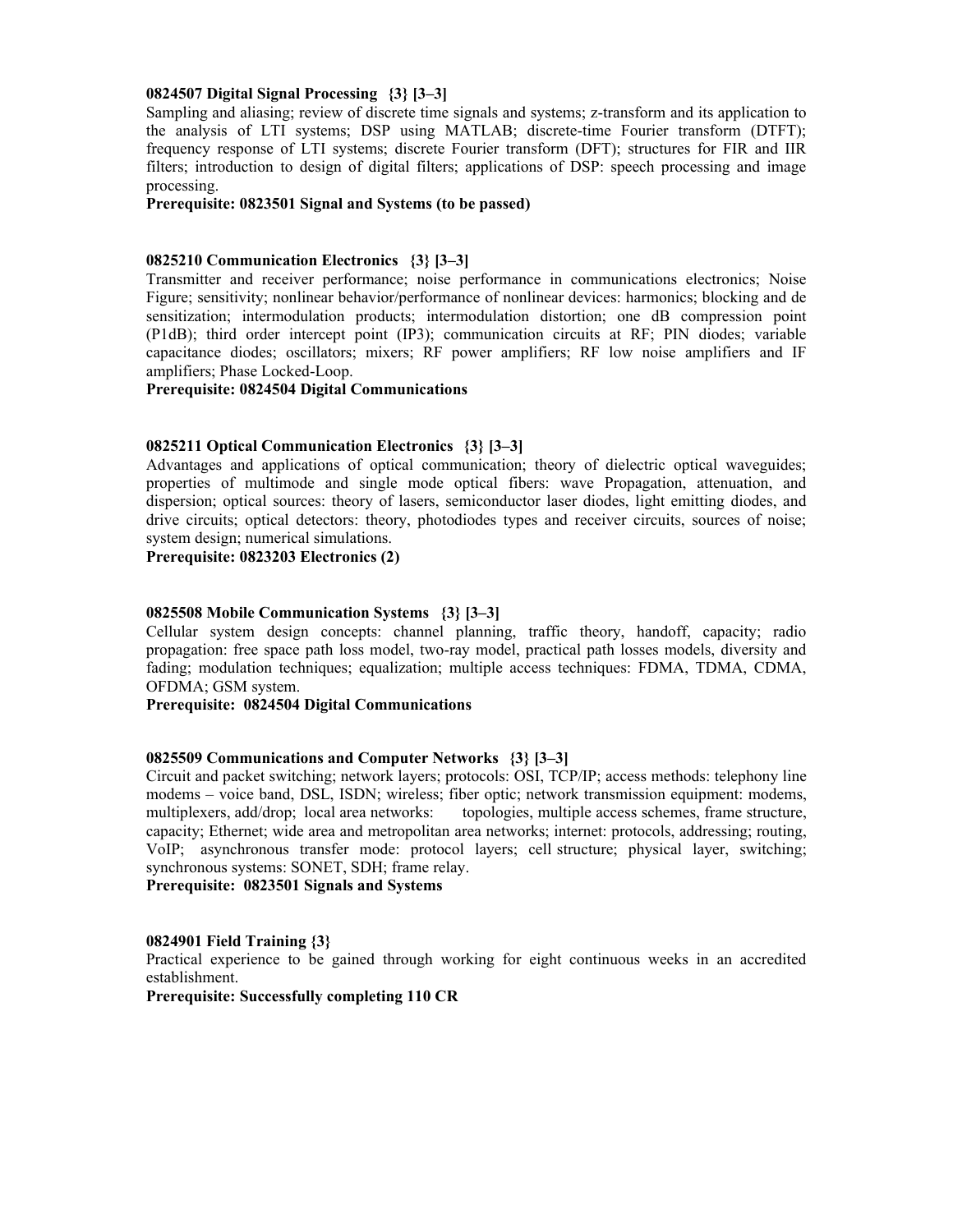**0824507 Digital Signal Processing {3} [3–3]**
Sampling and aliasing; review of discrete time signals and systems; z-transform and its application to the analysis of LTI systems; DSP using MATLAB; discrete-time Fourier transform (DTFT); frequency response of LTI systems; discrete Fourier transform (DFT); structures for FIR and IIR filters; introduction to design of digital filters; applications of DSP: speech processing and image processing.
**Prerequisite: 0823501 Signal and Systems (to be passed)**

**0825210 Communication Electronics {3} [3–3]**
Transmitter and receiver performance; noise performance in communications electronics; Noise Figure; sensitivity; nonlinear behavior/performance of nonlinear devices: harmonics; blocking and de sensitization; intermodulation products; intermodulation distortion; one dB compression point (P1dB); third order intercept point (IP3); communication circuits at RF; PIN diodes; variable capacitance diodes; oscillators; mixers; RF power amplifiers; RF low noise amplifiers and IF amplifiers; Phase Locked-Loop.
**Prerequisite: 0824504 Digital Communications**

**0825211 Optical Communication Electronics {3} [3–3]**
Advantages and applications of optical communication; theory of dielectric optical waveguides; properties of multimode and single mode optical fibers: wave Propagation, attenuation, and dispersion; optical sources: theory of lasers, semiconductor laser diodes, light emitting diodes, and drive circuits; optical detectors: theory, photodiodes types and receiver circuits, sources of noise; system design; numerical simulations.
**Prerequisite: 0823203 Electronics (2)**

**0825508 Mobile Communication Systems {3} [3–3]**
Cellular system design concepts: channel planning, traffic theory, handoff, capacity; radio propagation: free space path loss model, two-ray model, practical path losses models, diversity and fading; modulation techniques; equalization; multiple access techniques: FDMA, TDMA, CDMA, OFDMA; GSM system.
**Prerequisite: 0824504 Digital Communications**

**0825509 Communications and Computer Networks {3} [3–3]**
Circuit and packet switching; network layers; protocols: OSI, TCP/IP; access methods: telephony line modems – voice band, DSL, ISDN; wireless; fiber optic; network transmission equipment: modems, multiplexers, add/drop; local area networks: topologies, multiple access schemes, frame structure, capacity; Ethernet; wide area and metropolitan area networks; internet: protocols, addressing; routing, VoIP; asynchronous transfer mode: protocol layers; cell structure; physical layer, switching; synchronous systems: SONET, SDH; frame relay.
**Prerequisite: 0823501 Signals and Systems**

**0824901 Field Training {3}**
Practical experience to be gained through working for eight continuous weeks in an accredited establishment.
**Prerequisite: Successfully completing 110 CR**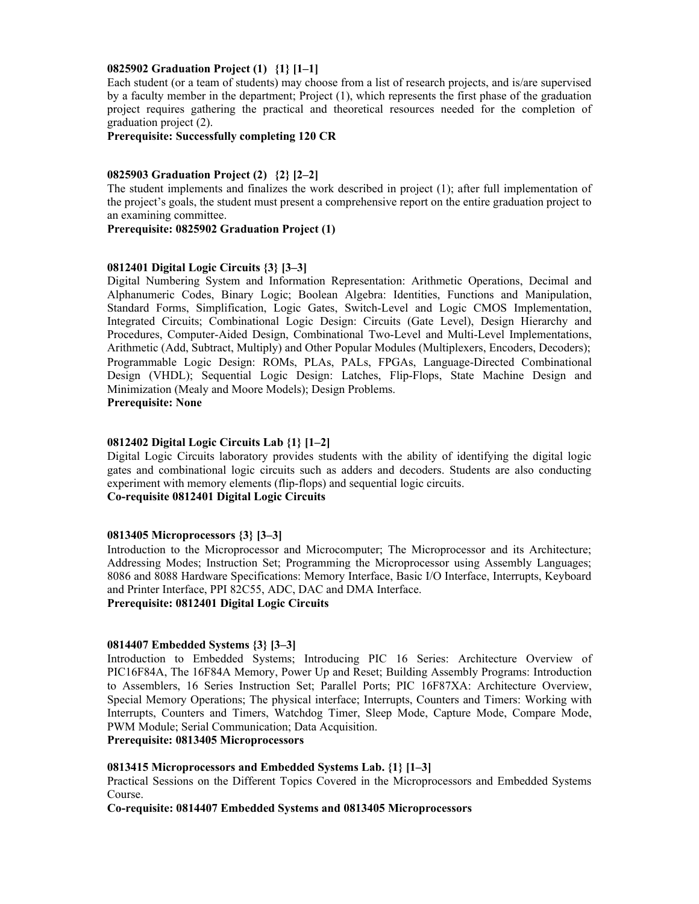**0825902 Graduation Project (1) {1} [1–1]**

Each student (or a team of students) may choose from a list of research projects, and is/are supervised by a faculty member in the department; Project (1), which represents the first phase of the graduation project requires gathering the practical and theoretical resources needed for the completion of graduation project (2).

**Prerequisite: Successfully completing 120 CR**

**0825903 Graduation Project (2) {2} [2–2]**

The student implements and finalizes the work described in project (1); after full implementation of the project's goals, the student must present a comprehensive report on the entire graduation project to an examining committee.

**Prerequisite: 0825902 Graduation Project (1)**

**0812401 Digital Logic Circuits {3} [3–3]**

Digital Numbering System and Information Representation: Arithmetic Operations, Decimal and Alphanumeric Codes, Binary Logic; Boolean Algebra: Identities, Functions and Manipulation, Standard Forms, Simplification, Logic Gates, Switch-Level and Logic CMOS Implementation, Integrated Circuits; Combinational Logic Design: Circuits (Gate Level), Design Hierarchy and Procedures, Computer-Aided Design, Combinational Two-Level and Multi-Level Implementations, Arithmetic (Add, Subtract, Multiply) and Other Popular Modules (Multiplexers, Encoders, Decoders); Programmable Logic Design: ROMs, PLAs, PALs, FPGAs, Language-Directed Combinational Design (VHDL); Sequential Logic Design: Latches, Flip-Flops, State Machine Design and Minimization (Mealy and Moore Models); Design Problems.

**Prerequisite: None**

**0812402 Digital Logic Circuits Lab {1} [1–2]**

Digital Logic Circuits laboratory provides students with the ability of identifying the digital logic gates and combinational logic circuits such as adders and decoders. Students are also conducting experiment with memory elements (flip-flops) and sequential logic circuits.

**Co-requisite 0812401 Digital Logic Circuits**

**0813405 Microprocessors {3} [3–3]**

Introduction to the Microprocessor and Microcomputer; The Microprocessor and its Architecture; Addressing Modes; Instruction Set; Programming the Microprocessor using Assembly Languages; 8086 and 8088 Hardware Specifications: Memory Interface, Basic I/O Interface, Interrupts, Keyboard and Printer Interface, PPI 82C55, ADC, DAC and DMA Interface.

**Prerequisite: 0812401 Digital Logic Circuits**

**0814407 Embedded Systems {3} [3–3]**

Introduction to Embedded Systems; Introducing PIC 16 Series: Architecture Overview of PIC16F84A, The 16F84A Memory, Power Up and Reset; Building Assembly Programs: Introduction to Assemblers, 16 Series Instruction Set; Parallel Ports; PIC 16F87XA: Architecture Overview, Special Memory Operations; The physical interface; Interrupts, Counters and Timers: Working with Interrupts, Counters and Timers, Watchdog Timer, Sleep Mode, Capture Mode, Compare Mode, PWM Module; Serial Communication; Data Acquisition.

**Prerequisite: 0813405 Microprocessors**

**0813415 Microprocessors and Embedded Systems Lab. {1} [1–3]**

Practical Sessions on the Different Topics Covered in the Microprocessors and Embedded Systems Course.

**Co-requisite: 0814407 Embedded Systems and 0813405 Microprocessors**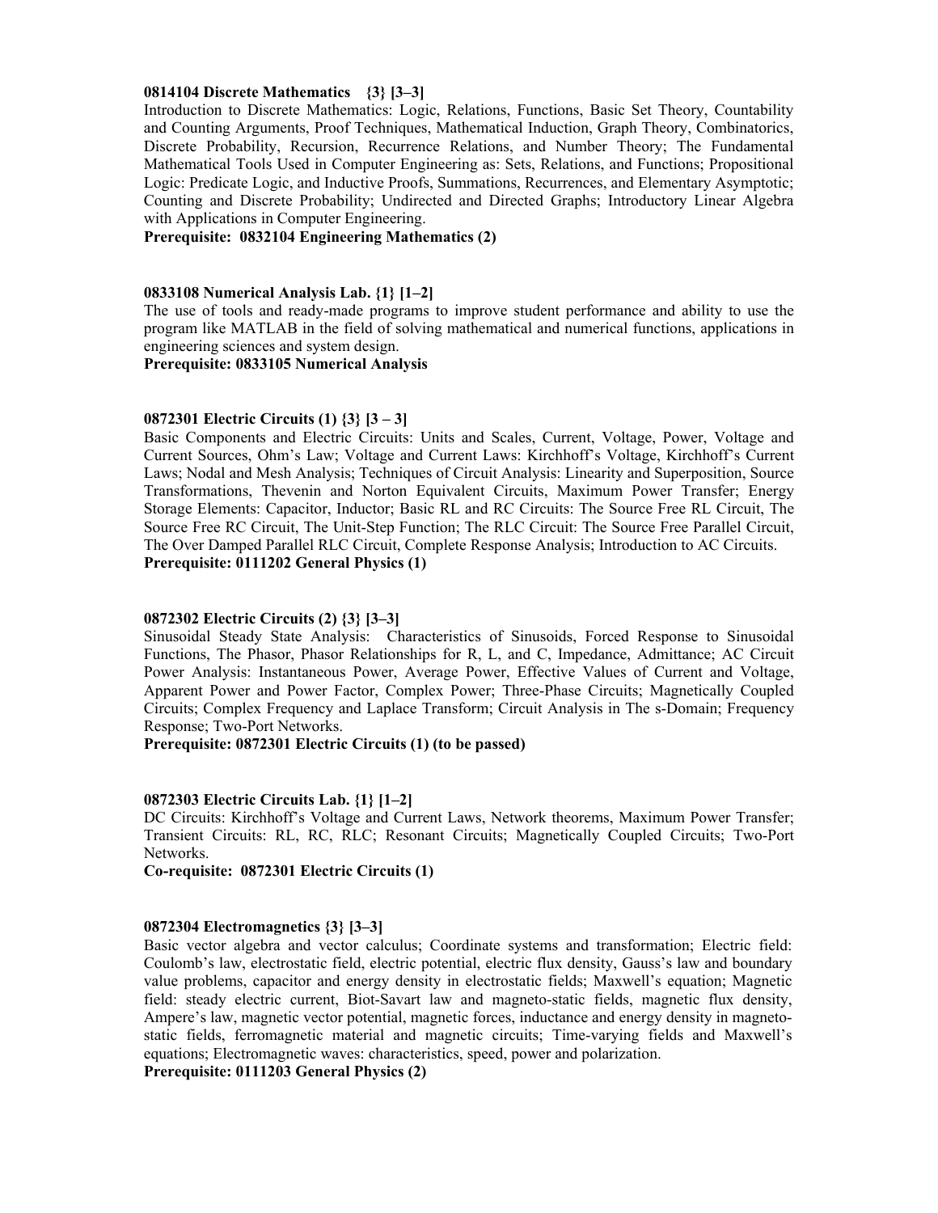**0814104 Discrete Mathematics {3} [3–3]**

Introduction to Discrete Mathematics: Logic, Relations, Functions, Basic Set Theory, Countability and Counting Arguments, Proof Techniques, Mathematical Induction, Graph Theory, Combinatorics, Discrete Probability, Recursion, Recurrence Relations, and Number Theory; The Fundamental Mathematical Tools Used in Computer Engineering as: Sets, Relations, and Functions; Propositional Logic: Predicate Logic, and Inductive Proofs, Summations, Recurrences, and Elementary Asymptotic; Counting and Discrete Probability; Undirected and Directed Graphs; Introductory Linear Algebra with Applications in Computer Engineering.

**Prerequisite: 0832104 Engineering Mathematics (2)**

**0833108 Numerical Analysis Lab. {1} [1–2]**

The use of tools and ready-made programs to improve student performance and ability to use the program like MATLAB in the field of solving mathematical and numerical functions, applications in engineering sciences and system design.

**Prerequisite: 0833105 Numerical Analysis**

**0872301 Electric Circuits (1) {3} [3 – 3]**

Basic Components and Electric Circuits: Units and Scales, Current, Voltage, Power, Voltage and Current Sources, Ohm's Law; Voltage and Current Laws: Kirchhoff's Voltage, Kirchhoff's Current Laws; Nodal and Mesh Analysis; Techniques of Circuit Analysis: Linearity and Superposition, Source Transformations, Thevenin and Norton Equivalent Circuits, Maximum Power Transfer; Energy Storage Elements: Capacitor, Inductor; Basic RL and RC Circuits: The Source Free RL Circuit, The Source Free RC Circuit, The Unit-Step Function; The RLC Circuit: The Source Free Parallel Circuit, The Over Damped Parallel RLC Circuit, Complete Response Analysis; Introduction to AC Circuits.

**Prerequisite: 0111202 General Physics (1)**

**0872302 Electric Circuits (2) {3} [3–3]**

Sinusoidal Steady State Analysis: Characteristics of Sinusoids, Forced Response to Sinusoidal Functions, The Phasor, Phasor Relationships for R, L, and C, Impedance, Admittance; AC Circuit Power Analysis: Instantaneous Power, Average Power, Effective Values of Current and Voltage, Apparent Power and Power Factor, Complex Power; Three-Phase Circuits; Magnetically Coupled Circuits; Complex Frequency and Laplace Transform; Circuit Analysis in The s-Domain; Frequency Response; Two-Port Networks.

**Prerequisite: 0872301 Electric Circuits (1) (to be passed)**

**0872303 Electric Circuits Lab. {1} [1–2]**

DC Circuits: Kirchhoff's Voltage and Current Laws, Network theorems, Maximum Power Transfer; Transient Circuits: RL, RC, RLC; Resonant Circuits; Magnetically Coupled Circuits; Two-Port Networks.

**Co-requisite: 0872301 Electric Circuits (1)**

**0872304 Electromagnetics {3} [3–3]**

Basic vector algebra and vector calculus; Coordinate systems and transformation; Electric field: Coulomb's law, electrostatic field, electric potential, electric flux density, Gauss's law and boundary value problems, capacitor and energy density in electrostatic fields; Maxwell's equation; Magnetic field: steady electric current, Biot-Savart law and magneto-static fields, magnetic flux density, Ampere's law, magnetic vector potential, magnetic forces, inductance and energy density in magneto-static fields, ferromagnetic material and magnetic circuits; Time-varying fields and Maxwell's equations; Electromagnetic waves: characteristics, speed, power and polarization.

**Prerequisite: 0111203 General Physics (2)**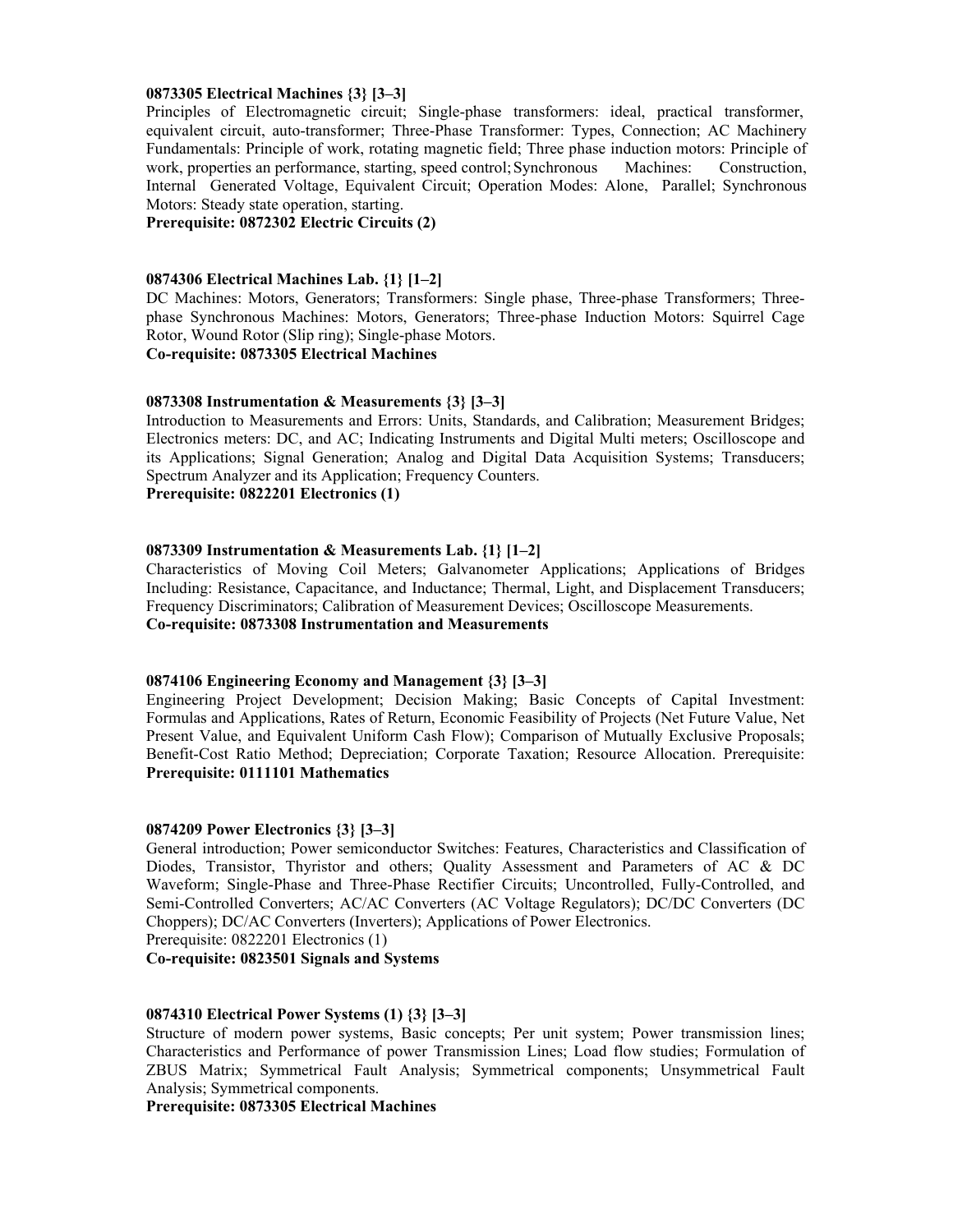**0873305 Electrical Machines {3} [3–3]**

Principles of Electromagnetic circuit; Single-phase transformers: ideal, practical transformer, equivalent circuit, auto-transformer; Three-Phase Transformer: Types, Connection; AC Machinery Fundamentals: Principle of work, rotating magnetic field; Three phase induction motors: Principle of work, properties an performance, starting, speed control; Synchronous Machines: Construction, Internal Generated Voltage, Equivalent Circuit; Operation Modes: Alone, Parallel; Synchronous Motors: Steady state operation, starting.

**Prerequisite: 0872302 Electric Circuits (2)**

**0874306 Electrical Machines Lab. {1} [1–2]**

DC Machines: Motors, Generators; Transformers: Single phase, Three-phase Transformers; Three-phase Synchronous Machines: Motors, Generators; Three-phase Induction Motors: Squirrel Cage Rotor, Wound Rotor (Slip ring); Single-phase Motors.

**Co-requisite: 0873305 Electrical Machines**

**0873308 Instrumentation & Measurements {3} [3–3]**

Introduction to Measurements and Errors: Units, Standards, and Calibration; Measurement Bridges; Electronics meters: DC, and AC; Indicating Instruments and Digital Multi meters; Oscilloscope and its Applications; Signal Generation; Analog and Digital Data Acquisition Systems; Transducers; Spectrum Analyzer and its Application; Frequency Counters.

**Prerequisite: 0822201 Electronics (1)**

**0873309 Instrumentation & Measurements Lab. {1} [1–2]**

Characteristics of Moving Coil Meters; Galvanometer Applications; Applications of Bridges Including: Resistance, Capacitance, and Inductance; Thermal, Light, and Displacement Transducers; Frequency Discriminators; Calibration of Measurement Devices; Oscilloscope Measurements.

**Co-requisite: 0873308 Instrumentation and Measurements**

**0874106 Engineering Economy and Management {3} [3–3]**

Engineering Project Development; Decision Making; Basic Concepts of Capital Investment: Formulas and Applications, Rates of Return, Economic Feasibility of Projects (Net Future Value, Net Present Value, and Equivalent Uniform Cash Flow); Comparison of Mutually Exclusive Proposals; Benefit-Cost Ratio Method; Depreciation; Corporate Taxation; Resource Allocation. Prerequisite:
**Prerequisite: 0111101 Mathematics**

**0874209 Power Electronics {3} [3–3]**

General introduction; Power semiconductor Switches: Features, Characteristics and Classification of Diodes, Transistor, Thyristor and others; Quality Assessment and Parameters of AC & DC Waveform; Single-Phase and Three-Phase Rectifier Circuits; Uncontrolled, Fully-Controlled, and Semi-Controlled Converters; AC/AC Converters (AC Voltage Regulators); DC/DC Converters (DC Choppers); DC/AC Converters (Inverters); Applications of Power Electronics.

Prerequisite: 0822201 Electronics (1)

**Co-requisite: 0823501 Signals and Systems**

**0874310 Electrical Power Systems (1) {3} [3–3]**

Structure of modern power systems, Basic concepts; Per unit system; Power transmission lines; Characteristics and Performance of power Transmission Lines; Load flow studies; Formulation of ZBUS Matrix; Symmetrical Fault Analysis; Symmetrical components; Unsymmetrical Fault Analysis; Symmetrical components.

**Prerequisite: 0873305 Electrical Machines**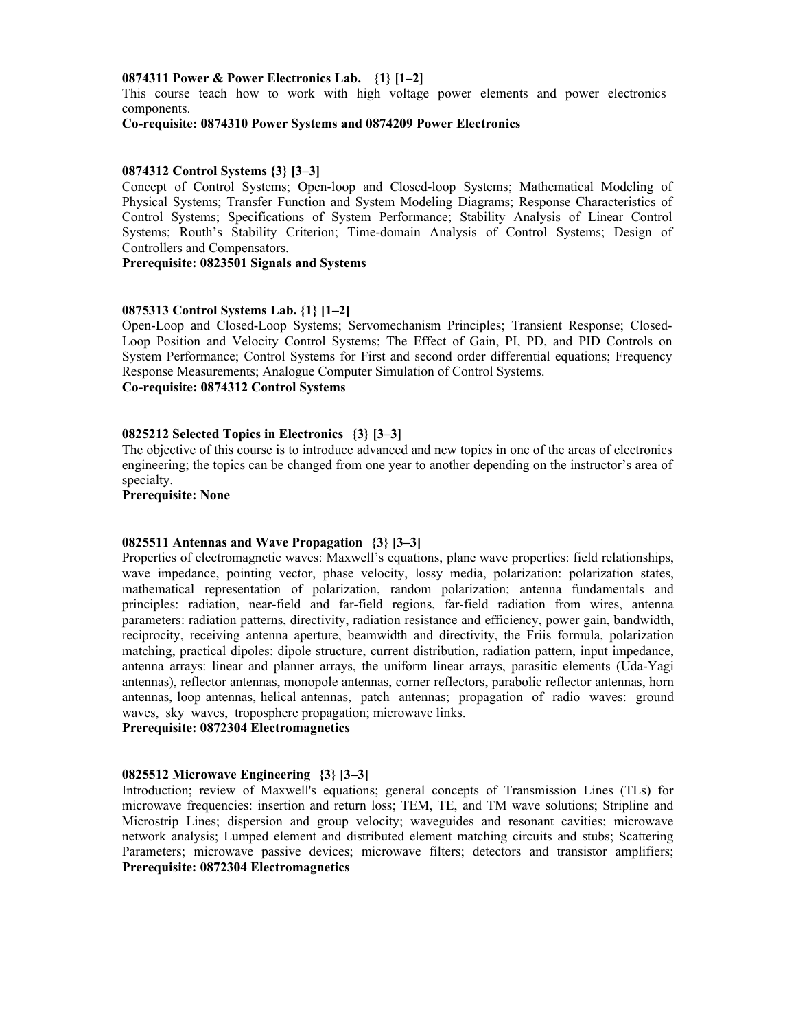**0874311 Power & Power Electronics Lab. {1} [1–2]**

This course teach how to work with high voltage power elements and power electronics components.

**Co-requisite: 0874310 Power Systems and 0874209 Power Electronics**

**0874312 Control Systems {3} [3–3]**

Concept of Control Systems; Open-loop and Closed-loop Systems; Mathematical Modeling of Physical Systems; Transfer Function and System Modeling Diagrams; Response Characteristics of Control Systems; Specifications of System Performance; Stability Analysis of Linear Control Systems; Routh's Stability Criterion; Time-domain Analysis of Control Systems; Design of Controllers and Compensators.

**Prerequisite: 0823501 Signals and Systems**

**0875313 Control Systems Lab. {1} [1–2]**

Open-Loop and Closed-Loop Systems; Servomechanism Principles; Transient Response; Closed-Loop Position and Velocity Control Systems; The Effect of Gain, PI, PD, and PID Controls on System Performance; Control Systems for First and second order differential equations; Frequency Response Measurements; Analogue Computer Simulation of Control Systems.

**Co-requisite: 0874312 Control Systems**

**0825212 Selected Topics in Electronics {3} [3–3]**

The objective of this course is to introduce advanced and new topics in one of the areas of electronics engineering; the topics can be changed from one year to another depending on the instructor's area of specialty.

**Prerequisite: None**

**0825511 Antennas and Wave Propagation {3} [3–3]**

Properties of electromagnetic waves: Maxwell's equations, plane wave properties: field relationships, wave impedance, pointing vector, phase velocity, lossy media, polarization: polarization states, mathematical representation of polarization, random polarization; antenna fundamentals and principles: radiation, near-field and far-field regions, far-field radiation from wires, antenna parameters: radiation patterns, directivity, radiation resistance and efficiency, power gain, bandwidth, reciprocity, receiving antenna aperture, beamwidth and directivity, the Friis formula, polarization matching, practical dipoles: dipole structure, current distribution, radiation pattern, input impedance, antenna arrays: linear and planner arrays, the uniform linear arrays, parasitic elements (Uda-Yagi antennas), reflector antennas, monopole antennas, corner reflectors, parabolic reflector antennas, horn antennas, loop antennas, helical antennas, patch antennas; propagation of radio waves: ground waves, sky waves, troposphere propagation; microwave links.

**Prerequisite: 0872304 Electromagnetics**

**0825512 Microwave Engineering {3} [3–3]**

Introduction; review of Maxwell's equations; general concepts of Transmission Lines (TLs) for microwave frequencies: insertion and return loss; TEM, TE, and TM wave solutions; Stripline and Microstrip Lines; dispersion and group velocity; waveguides and resonant cavities; microwave network analysis; Lumped element and distributed element matching circuits and stubs; Scattering Parameters; microwave passive devices; microwave filters; detectors and transistor amplifiers;

**Prerequisite: 0872304 Electromagnetics**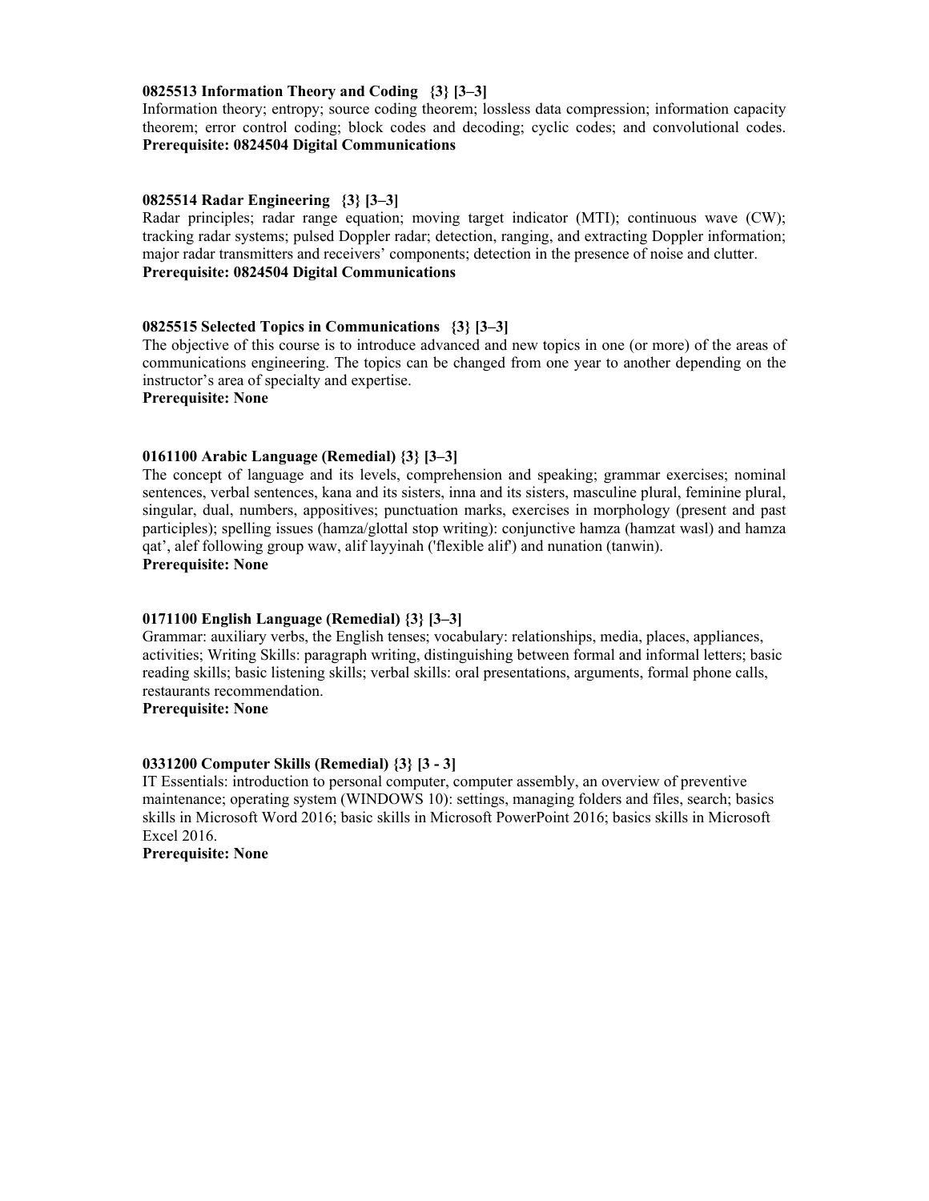**0825513 Information Theory and Coding {3} [3–3]**
Information theory; entropy; source coding theorem; lossless data compression; information capacity theorem; error control coding; block codes and decoding; cyclic codes; and convolutional codes.
**Prerequisite: 0824504 Digital Communications**

**0825514 Radar Engineering {3} [3–3]**
Radar principles; radar range equation; moving target indicator (MTI); continuous wave (CW); tracking radar systems; pulsed Doppler radar; detection, ranging, and extracting Doppler information; major radar transmitters and receivers' components; detection in the presence of noise and clutter.
**Prerequisite: 0824504 Digital Communications**

**0825515 Selected Topics in Communications {3} [3–3]**
The objective of this course is to introduce advanced and new topics in one (or more) of the areas of communications engineering. The topics can be changed from one year to another depending on the instructor's area of specialty and expertise.
**Prerequisite: None**

**0161100 Arabic Language (Remedial) {3} [3–3]**
The concept of language and its levels, comprehension and speaking; grammar exercises; nominal sentences, verbal sentences, kana and its sisters, inna and its sisters, masculine plural, feminine plural, singular, dual, numbers, appositives; punctuation marks, exercises in morphology (present and past participles); spelling issues (hamza/glottal stop writing): conjunctive hamza (hamzat wasl) and hamza qat', alef following group waw, alif layyinah ('flexible alif') and nunation (tanwin).
**Prerequisite: None**

**0171100 English Language (Remedial) {3} [3–3]**
Grammar: auxiliary verbs, the English tenses; vocabulary: relationships, media, places, appliances, activities; Writing Skills: paragraph writing, distinguishing between formal and informal letters; basic reading skills; basic listening skills; verbal skills: oral presentations, arguments, formal phone calls, restaurants recommendation.
**Prerequisite: None**

**0331200 Computer Skills (Remedial) {3} [3 - 3]**
IT Essentials: introduction to personal computer, computer assembly, an overview of preventive maintenance; operating system (WINDOWS 10): settings, managing folders and files, search; basics skills in Microsoft Word 2016; basic skills in Microsoft PowerPoint 2016; basics skills in Microsoft Excel 2016.
**Prerequisite: None**